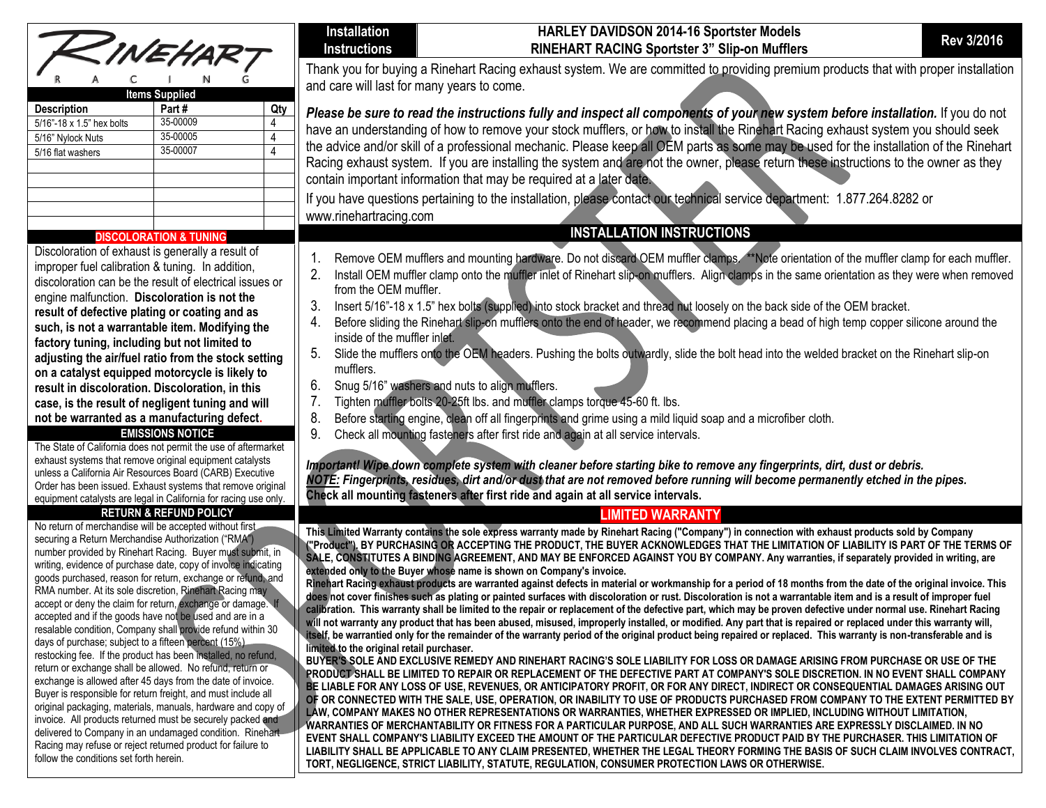# RINEHART RACING

## Items Supplied

| Description | Part # | Qty |
|---|---|---|
| 5/16"-18 x 1.5" hex bolts | 35-00009 | 4 |
| 5/16" Nylock Nuts | 35-00005 | 4 |
| 5/16 flat washers | 35-00007 | 4 |
| | | |
| | | |
| | | |
| | | |
| | | |

## DISCOLORATION & TUNING

Discoloration of exhaust is generally a result of improper fuel calibration & tuning. In addition, discoloration can be the result of electrical issues or engine malfunction. **Discoloration is not the result of defective plating or coating and as such, is not a warrantable item. Modifying the factory tuning, including but not limited to adjusting the air/fuel ratio from the stock setting on a catalyst equipped motorcycle is likely to result in discoloration. Discoloration, in this case, is the result of negligent tuning and will not be warranted as a manufacturing defect.**

## EMISSIONS NOTICE

The State of California does not permit the use of aftermarket exhaust systems that remove original equipment catalysts unless a California Air Resources Board (CARB) Executive Order has been issued. Exhaust systems that remove original equipment catalysts are legal in California for racing use only.

## RETURN & REFUND POLICY

No return of merchandise will be accepted without first securing a Return Merchandise Authorization ("RMA") number provided by Rinehart Racing. Buyer must submit, in writing, evidence of purchase date, copy of invoice indicating goods purchased, reason for return, exchange or refund, and RMA number. At its sole discretion, Rinehart Racing may accept or deny the claim for return, exchange or damage. If accepted and if the goods have not be used and are in a resalable condition, Company shall provide refund within 30 days of purchase; subject to a fifteen percent (15%) restocking fee. If the product has been installed, no refund, return or exchange shall be allowed. No refund, return or exchange is allowed after 45 days from the date of invoice. Buyer is responsible for return freight, and must include all original packaging, materials, manuals, hardware and copy of invoice. All products returned must be securely packed and delivered to Company in an undamaged condition. Rinehart Racing may refuse or reject returned product for failure to follow the conditions set forth herein.

## Installation Instructions — HARLEY DAVIDSON 2014-16 Sportster Models — RINEHART RACING Sportster 3" Slip-on Mufflers — Rev 3/2016

Thank you for buying a Rinehart Racing exhaust system. We are committed to providing premium products that with proper installation and care will last for many years to come.

***Please be sure to read the instructions fully and inspect all components of your new system before installation.*** If you do not have an understanding of how to remove your stock mufflers, or how to install the Rinehart Racing exhaust system you should seek the advice and/or skill of a professional mechanic. Please keep all OEM parts as some may be used for the installation of the Rinehart Racing exhaust system. If you are installing the system and are not the owner, please return these instructions to the owner as they contain important information that may be required at a later date.

If you have questions pertaining to the installation, please contact our technical service department: 1.877.264.8282 or www.rinehartracing.com

## INSTALLATION INSTRUCTIONS

1. Remove OEM mufflers and mounting hardware. Do not discard OEM muffler clamps. **Note orientation of the muffler clamp for each muffler.
2. Install OEM muffler clamp onto the muffler inlet of Rinehart slip-on mufflers. Align clamps in the same orientation as they were when removed from the OEM muffler.
3. Insert 5/16"-18 x 1.5" hex bolts (supplied) into stock bracket and thread nut loosely on the back side of the OEM bracket.
4. Before sliding the Rinehart slip-on mufflers onto the end of header, we recommend placing a bead of high temp copper silicone around the inside of the muffler inlet.
5. Slide the mufflers onto the OEM headers. Pushing the bolts outwardly, slide the bolt head into the welded bracket on the Rinehart slip-on mufflers.
6. Snug 5/16" washers and nuts to align mufflers.
7. Tighten muffler bolts 20-25ft lbs. and muffler clamps torque 45-60 ft. lbs.
8. Before starting engine, clean off all fingerprints and grime using a mild liquid soap and a microfiber cloth.
9. Check all mounting fasteners after first ride and again at all service intervals.

***Important! Wipe down complete system with cleaner before starting bike to remove any fingerprints, dirt, dust or debris.***
***NOTE: Fingerprints, residues, dirt and/or dust that are not removed before running will become permanently etched in the pipes.***
**Check all mounting fasteners after first ride and again at all service intervals.**

## LIMITED WARRANTY

**This Limited Warranty contains the sole express warranty made by Rinehart Racing ("Company") in connection with exhaust products sold by Company ("Product"). BY PURCHASING OR ACCEPTING THE PRODUCT, THE BUYER ACKNOWLEDGES THAT THE LIMITATION OF LIABILITY IS PART OF THE TERMS OF SALE, CONSTITUTES A BINDING AGREEMENT, AND MAY BE ENFORCED AGAINST YOU BY COMPANY. Any warranties, if separately provided in writing, are extended only to the Buyer whose name is shown on Company's invoice.**

**Rinehart Racing exhaust products are warranted against defects in material or workmanship for a period of 18 months from the date of the original invoice. This does not cover finishes such as plating or painted surfaces with discoloration or rust. Discoloration is not a warrantable item and is a result of improper fuel calibration. This warranty shall be limited to the repair or replacement of the defective part, which may be proven defective under normal use. Rinehart Racing will not warranty any product that has been abused, misused, improperly installed, or modified. Any part that is repaired or replaced under this warranty will, itself, be warrantied only for the remainder of the warranty period of the original product being repaired or replaced. This warranty is non-transferable and is limited to the original retail purchaser.**

**BUYER'S SOLE AND EXCLUSIVE REMEDY AND RINEHART RACING'S SOLE LIABILITY FOR LOSS OR DAMAGE ARISING FROM PURCHASE OR USE OF THE PRODUCT SHALL BE LIMITED TO REPAIR OR REPLACEMENT OF THE DEFECTIVE PART AT COMPANY'S SOLE DISCRETION. IN NO EVENT SHALL COMPANY BE LIABLE FOR ANY LOSS OF USE, REVENUES, OR ANTICIPATORY PROFIT, OR FOR ANY DIRECT, INDIRECT OR CONSEQUENTIAL DAMAGES ARISING OUT OF OR CONNECTED WITH THE SALE, USE, OPERATION, OR INABILITY TO USE OF PRODUCTS PURCHASED FROM COMPANY TO THE EXTENT PERMITTED BY LAW, COMPANY MAKES NO OTHER REPRESENTATIONS OR WARRANTIES, WHETHER EXPRESSED OR IMPLIED, INCLUDING WITHOUT LIMITATION, WARRANTIES OF MERCHANTABILITY OR FITNESS FOR A PARTICULAR PURPOSE, AND ALL SUCH WARRANTIES ARE EXPRESSLY DISCLAIMED. IN NO EVENT SHALL COMPANY'S LIABILITY EXCEED THE AMOUNT OF THE PARTICULAR DEFECTIVE PRODUCT PAID BY THE PURCHASER. THIS LIMITATION OF LIABILITY SHALL BE APPLICABLE TO ANY CLAIM PRESENTED, WHETHER THE LEGAL THEORY FORMING THE BASIS OF SUCH CLAIM INVOLVES CONTRACT, TORT, NEGLIGENCE, STRICT LIABILITY, STATUTE, REGULATION, CONSUMER PROTECTION LAWS OR OTHERWISE.**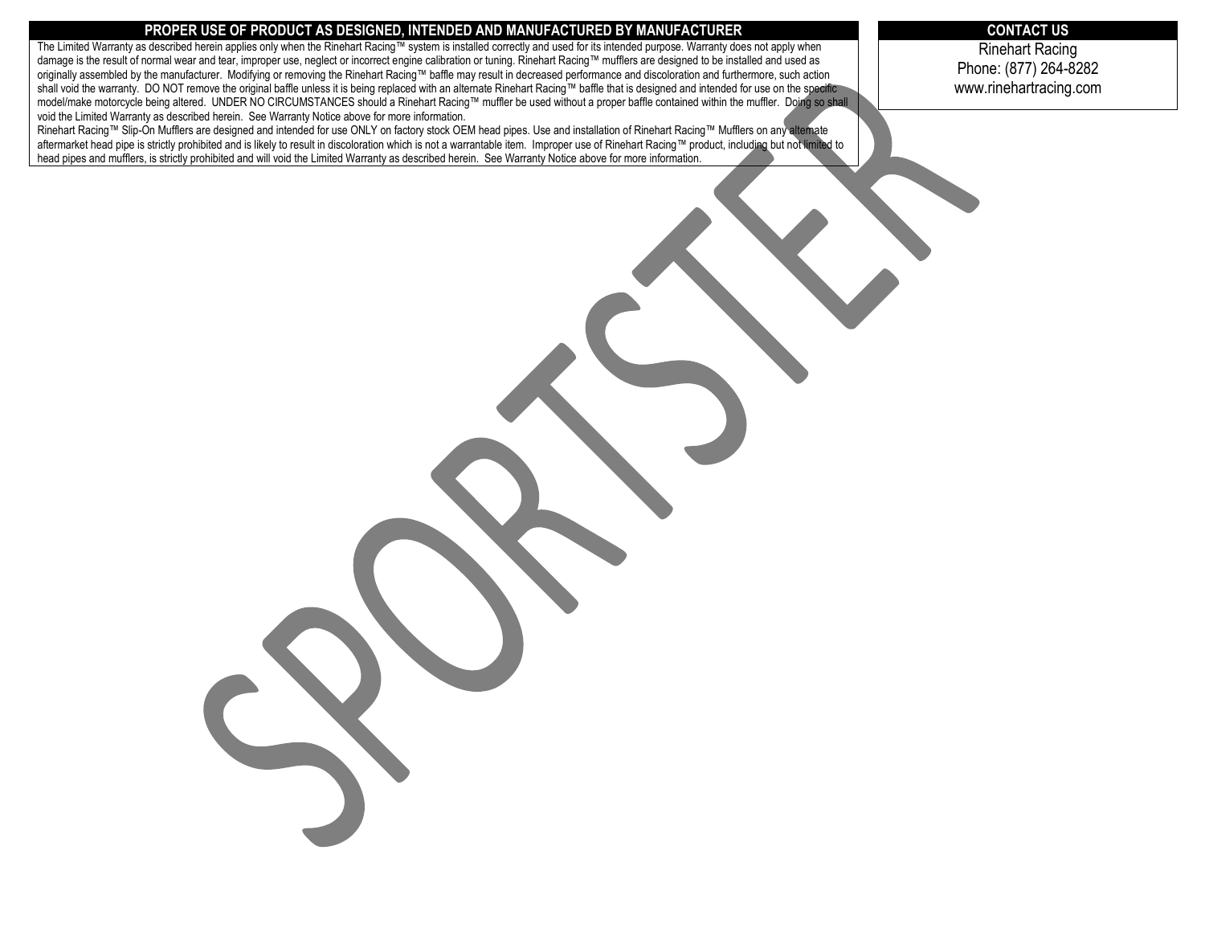## PROPER USE OF PRODUCT AS DESIGNED, INTENDED AND MANUFACTURED BY MANUFACTURER

The Limited Warranty as described herein applies only when the Rinehart Racing™ system is installed correctly and used for its intended purpose. Warranty does not apply when damage is the result of normal wear and tear, improper use, neglect or incorrect engine calibration or tuning. Rinehart Racing™ mufflers are designed to be installed and used as originally assembled by the manufacturer. Modifying or removing the Rinehart Racing™ baffle may result in decreased performance and discoloration and furthermore, such action shall void the warranty. DO NOT remove the original baffle unless it is being replaced with an alternate Rinehart Racing™ baffle that is designed and intended for use on the specific model/make motorcycle being altered. UNDER NO CIRCUMSTANCES should a Rinehart Racing™ muffler be used without a proper baffle contained within the muffler. Doing so shall void the Limited Warranty as described herein. See Warranty Notice above for more information.

Rinehart Racing™ Slip-On Mufflers are designed and intended for use ONLY on factory stock OEM head pipes. Use and installation of Rinehart Racing™ Mufflers on any alternate aftermarket head pipe is strictly prohibited and is likely to result in discoloration which is not a warrantable item. Improper use of Rinehart Racing™ product, including but not limited to head pipes and mufflers, is strictly prohibited and will void the Limited Warranty as described herein. See Warranty Notice above for more information.

## CONTACT US

Rinehart Racing
Phone: (877) 264-8282
www.rinehartracing.com

SPORTSTER